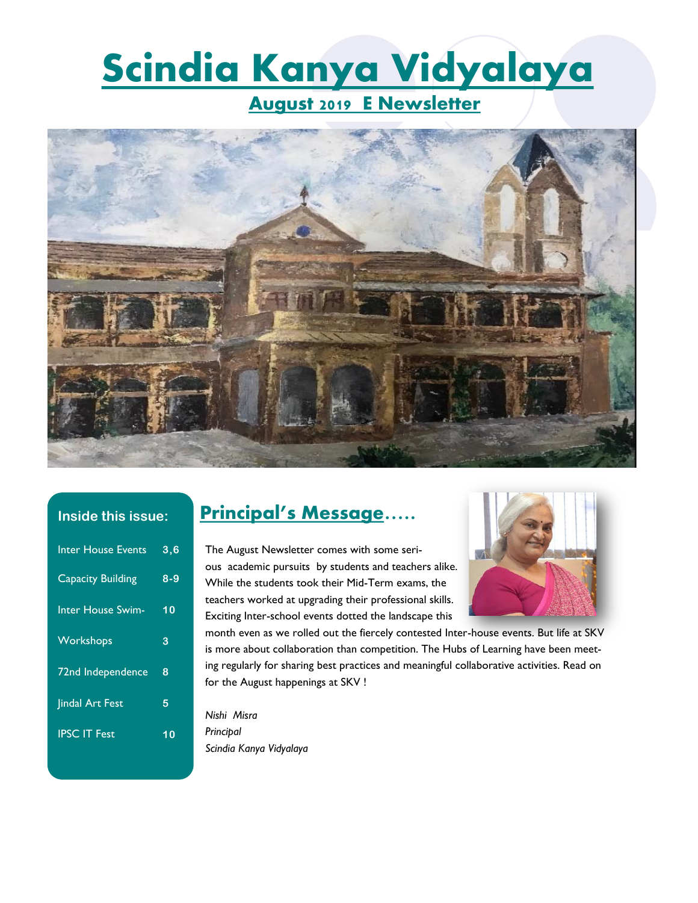# Scindia Kanya Vidyalaya

## August 2019 E Newsletter

### Inside this issue:

| | |
|---|---|
| Inter House Events | 3,6 |
| Capacity Building | 8-9 |
| Inter House Swim- | 10 |
| Workshops | 3 |
| 72nd Independence | 8 |
| Jindal Art Fest | 5 |
| IPSC IT Fest | 10 |

## Principal's Message…..

The August Newsletter comes with some serious academic pursuits by students and teachers alike. While the students took their Mid-Term exams, the teachers worked at upgrading their professional skills. Exciting Inter-school events dotted the landscape this month even as we rolled out the fiercely contested Inter-house events. But life at SKV is more about collaboration than competition. The Hubs of Learning have been meeting regularly for sharing best practices and meaningful collaborative activities. Read on for the August happenings at SKV !

*Nishi Misra*
*Principal*
*Scindia Kanya Vidyalaya*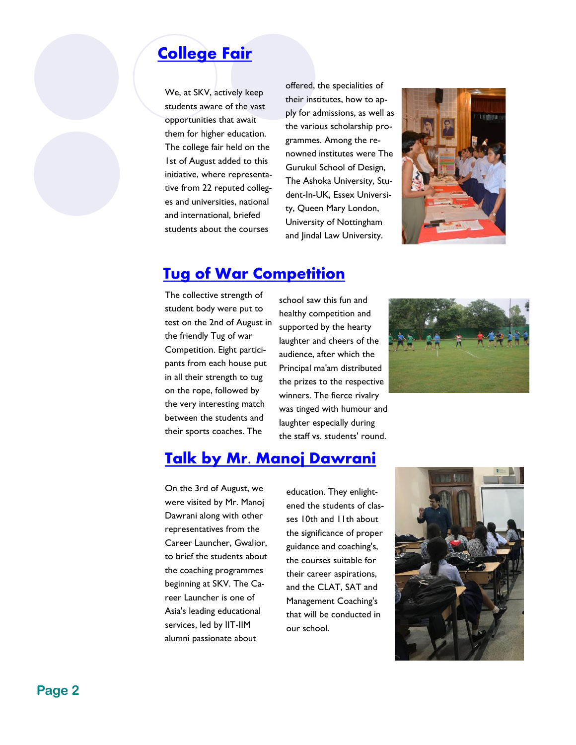## College Fair

We, at SKV, actively keep students aware of the vast opportunities that await them for higher education. The college fair held on the 1st of August added to this initiative, where representative from 22 reputed colleges and universities, national and international, briefed students about the courses offered, the specialities of their institutes, how to apply for admissions, as well as the various scholarship programmes. Among the renowned institutes were The Gurukul School of Design, The Ashoka University, Student-In-UK, Essex University, Queen Mary London, University of Nottingham and Jindal Law University.

## Tug of War Competition

The collective strength of student body were put to test on the 2nd of August in the friendly Tug of war Competition. Eight participants from each house put in all their strength to tug on the rope, followed by the very interesting match between the students and their sports coaches. The school saw this fun and healthy competition and supported by the hearty laughter and cheers of the audience, after which the Principal ma'am distributed the prizes to the respective winners. The fierce rivalry was tinged with humour and laughter especially during the staff vs. students' round.

## Talk by Mr. Manoj Dawrani

On the 3rd of August, we were visited by Mr. Manoj Dawrani along with other representatives from the Career Launcher, Gwalior, to brief the students about the coaching programmes beginning at SKV. The Career Launcher is one of Asia's leading educational services, led by IIT-IIM alumni passionate about education. They enlightened the students of classes 10th and 11th about the significance of proper guidance and coaching's, the courses suitable for their career aspirations, and the CLAT, SAT and Management Coaching's that will be conducted in our school.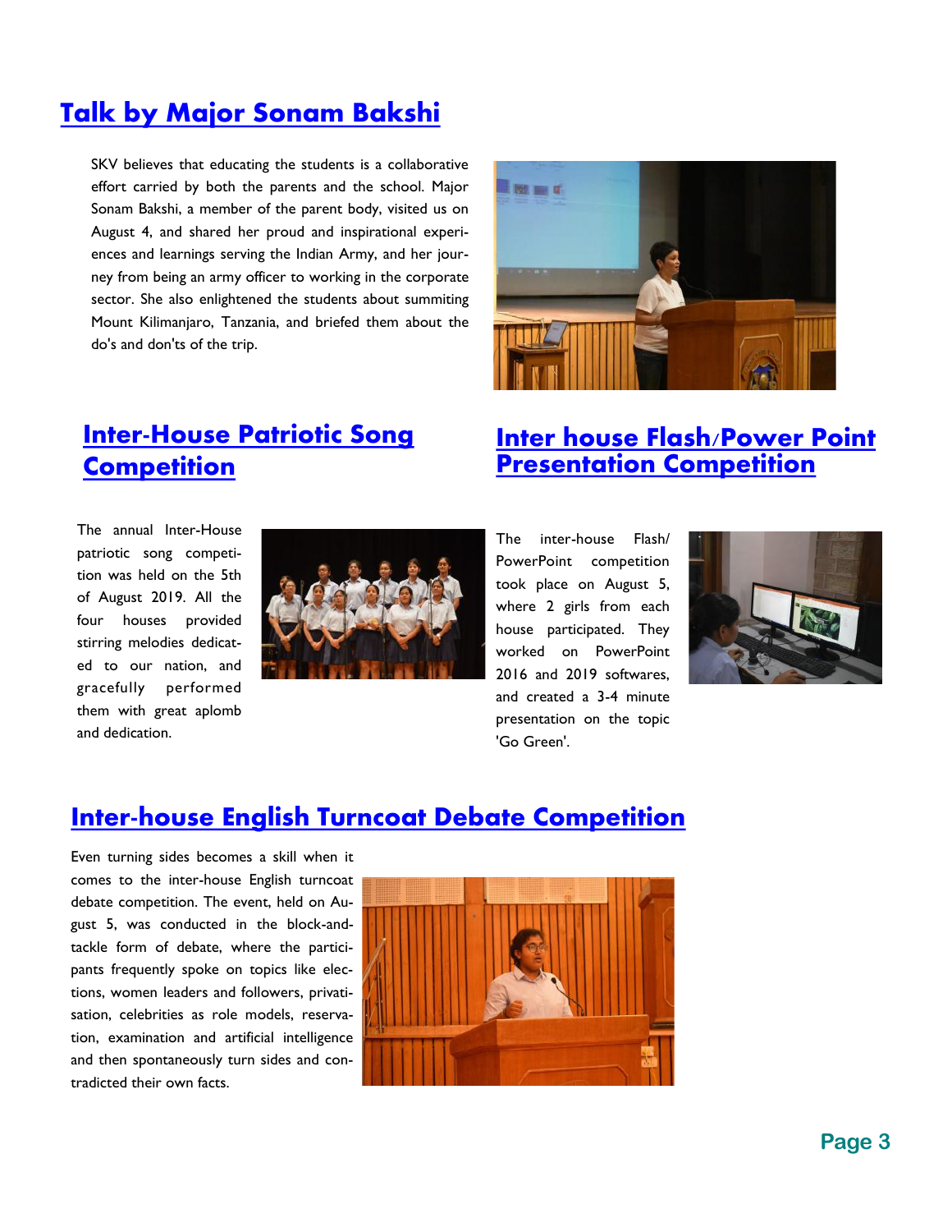## Talk by Major Sonam Bakshi

SKV believes that educating the students is a collaborative effort carried by both the parents and the school. Major Sonam Bakshi, a member of the parent body, visited us on August 4, and shared her proud and inspirational experiences and learnings serving the Indian Army, and her journey from being an army officer to working in the corporate sector. She also enlightened the students about summiting Mount Kilimanjaro, Tanzania, and briefed them about the do's and don'ts of the trip.

## Inter-House Patriotic Song Competition

The annual Inter-House patriotic song competition was held on the 5th of August 2019. All the four houses provided stirring melodies dedicated to our nation, and gracefully performed them with great aplomb and dedication.

## Inter house Flash/Power Point Presentation Competition

The inter-house Flash/ PowerPoint competition took place on August 5, where 2 girls from each house participated. They worked on PowerPoint 2016 and 2019 softwares, and created a 3-4 minute presentation on the topic 'Go Green'.

## Inter-house English Turncoat Debate Competition

Even turning sides becomes a skill when it comes to the inter-house English turncoat debate competition. The event, held on August 5, was conducted in the block-and-tackle form of debate, where the participants frequently spoke on topics like elections, women leaders and followers, privatisation, celebrities as role models, reservation, examination and artificial intelligence and then spontaneously turn sides and contradicted their own facts.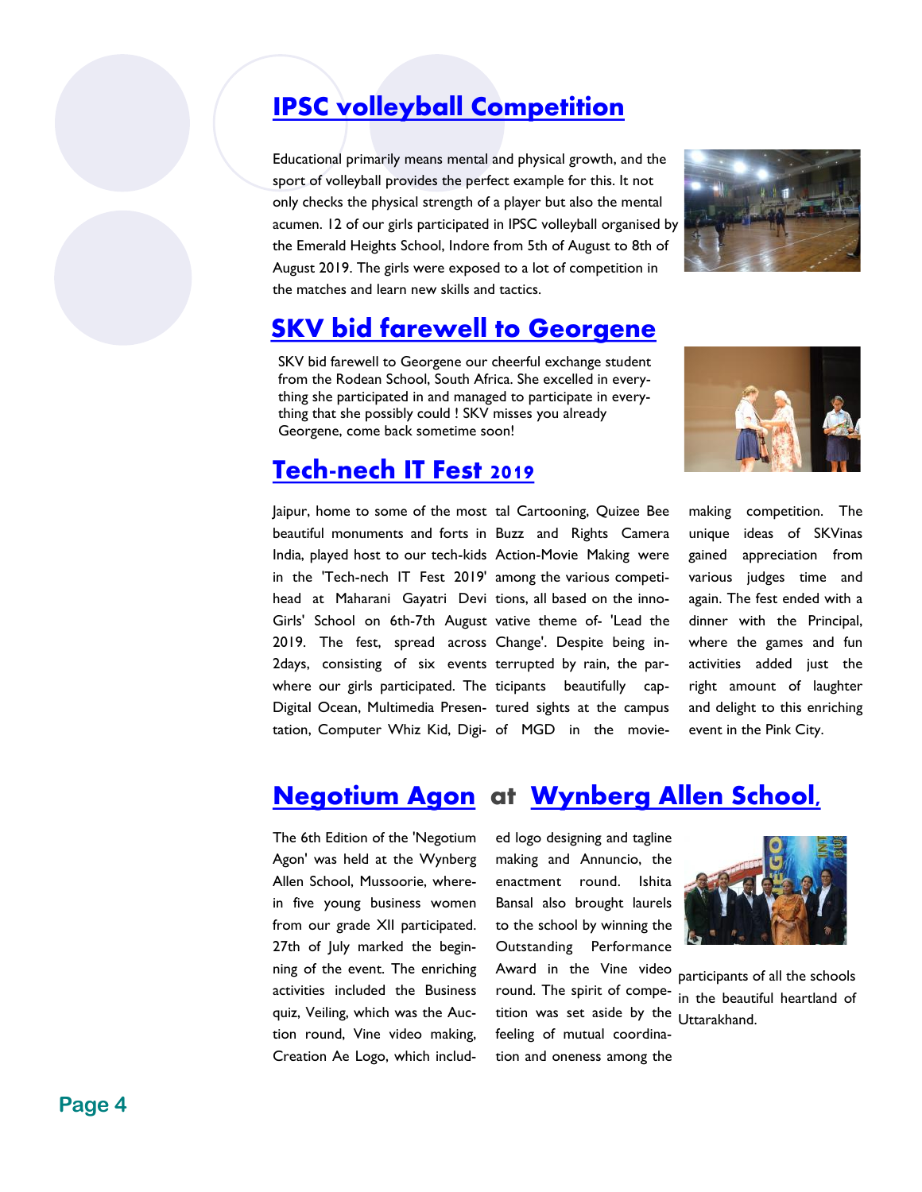## IPSC volleyball Competition

Educational primarily means mental and physical growth, and the sport of volleyball provides the perfect example for this. It not only checks the physical strength of a player but also the mental acumen. 12 of our girls participated in IPSC volleyball organised by the Emerald Heights School, Indore from 5th of August to 8th of August 2019. The girls were exposed to a lot of competition in the matches and learn new skills and tactics.

## SKV bid farewell to Georgene

SKV bid farewell to Georgene our cheerful exchange student from the Rodean School, South Africa. She excelled in everything she participated in and managed to participate in everything that she possibly could ! SKV misses you already Georgene, come back sometime soon!

## Tech-nech IT Fest 2019

Jaipur, home to some of the most beautiful monuments and forts in India, played host to our tech-kids in the 'Tech-nech IT Fest 2019' head at Maharani Gayatri Devi Girls' School on 6th-7th August 2019. The fest, spread across 2days, consisting of six events where our girls participated. The Digital Ocean, Multimedia Presentation, Computer Whiz Kid, Digital Cartooning, Quizee Bee Buzz and Rights Camera Action-Movie Making were among the various competitions, all based on the innovative theme of- 'Lead the Change'. Despite being interrupted by rain, the participants beautifully captured sights at the campus of MGD in the movie-making competition. The unique ideas of SKVinas gained appreciation from various judges time and again. The fest ended with a dinner with the Principal, where the games and fun activities added just the right amount of laughter and delight to this enriching event in the Pink City.

## Negotium Agon at Wynberg Allen School,

The 6th Edition of the 'Negotium Agon' was held at the Wynberg Allen School, Mussoorie, wherein five young business women from our grade XII participated. 27th of July marked the beginning of the event. The enriching activities included the Business quiz, Veiling, which was the Auction round, Vine video making, Creation Ae Logo, which included logo designing and tagline making and Annuncio, the enactment round. Ishita Bansal also brought laurels to the school by winning the Outstanding Performance Award in the Vine video round. The spirit of competition was set aside by the feeling of mutual coordination and oneness among the participants of all the schools in the beautiful heartland of Uttarakhand.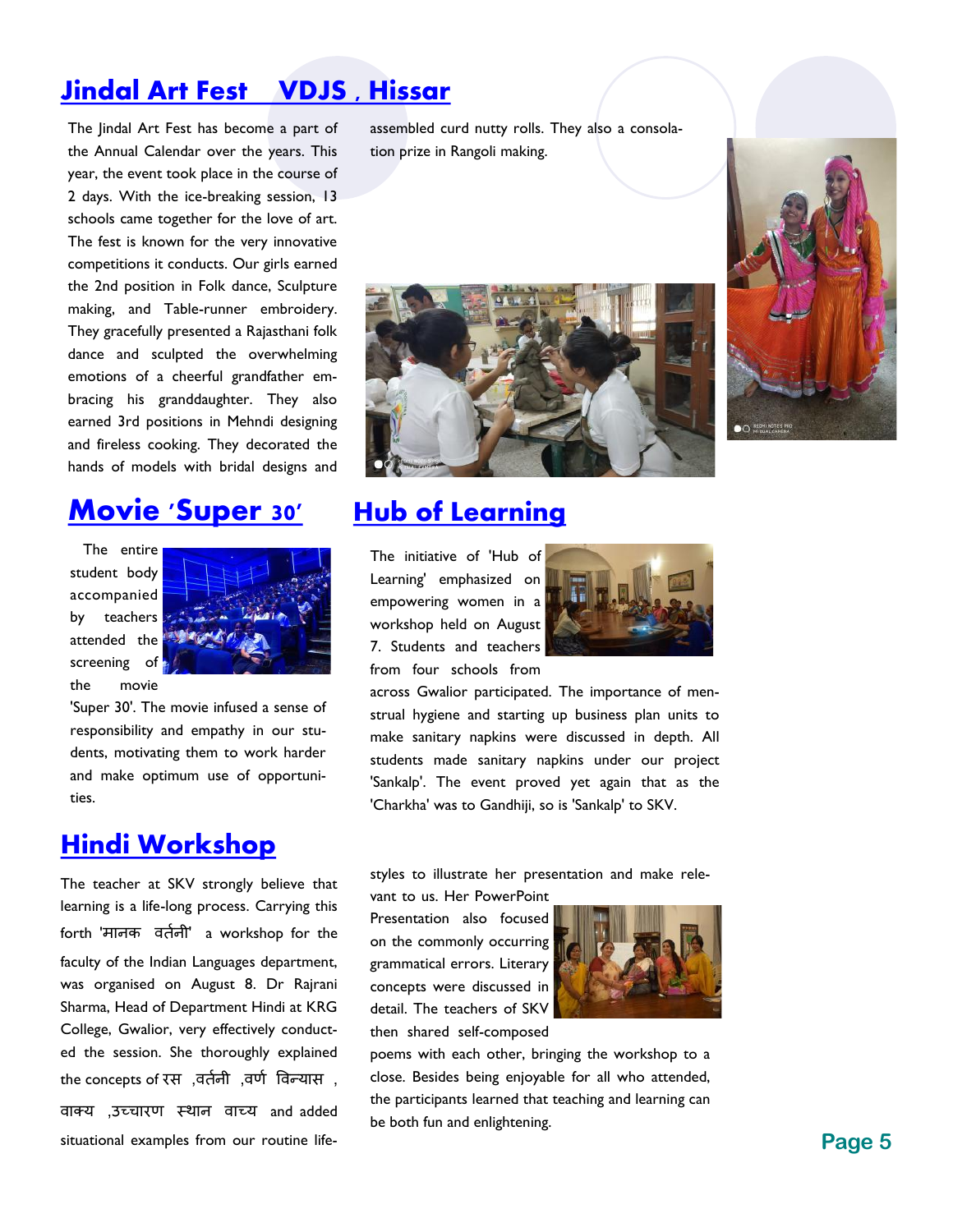## Jindal Art Fest VDJS , Hissar

The Jindal Art Fest has become a part of the Annual Calendar over the years. This year, the event took place in the course of 2 days. With the ice-breaking session, 13 schools came together for the love of art. The fest is known for the very innovative competitions it conducts. Our girls earned the 2nd position in Folk dance, Sculpture making, and Table-runner embroidery. They gracefully presented a Rajasthani folk dance and sculpted the overwhelming emotions of a cheerful grandfather embracing his granddaughter. They also earned 3rd positions in Mehndi designing and fireless cooking. They decorated the hands of models with bridal designs and assembled curd nutty rolls. They also a consolation prize in Rangoli making.

## Movie 'Super 30'

The entire student body accompanied by teachers attended the screening of the movie 'Super 30'. The movie infused a sense of responsibility and empathy in our students, motivating them to work harder and make optimum use of opportunities.

## Hub of Learning

The initiative of 'Hub of Learning' emphasized on empowering women in a workshop held on August 7. Students and teachers from four schools from across Gwalior participated. The importance of menstrual hygiene and starting up business plan units to make sanitary napkins were discussed in depth. All students made sanitary napkins under our project 'Sankalp'. The event proved yet again that as the 'Charkha' was to Gandhiji, so is 'Sankalp' to SKV.

## Hindi Workshop

The teacher at SKV strongly believe that learning is a life-long process. Carrying this forth 'मानक वर्तनी' a workshop for the faculty of the Indian Languages department, was organised on August 8. Dr Rajrani Sharma, Head of Department Hindi at KRG College, Gwalior, very effectively conducted the session. She thoroughly explained the concepts of रस ,वर्तनी ,वर्ण विन्यास , वाक्य ,उच्चारण स्थान वाच्य and added situational examples from our routine life-styles to illustrate her presentation and make relevant to us. Her PowerPoint Presentation also focused on the commonly occurring grammatical errors. Literary concepts were discussed in detail. The teachers of SKV then shared self-composed poems with each other, bringing the workshop to a close. Besides being enjoyable for all who attended, the participants learned that teaching and learning can be both fun and enlightening.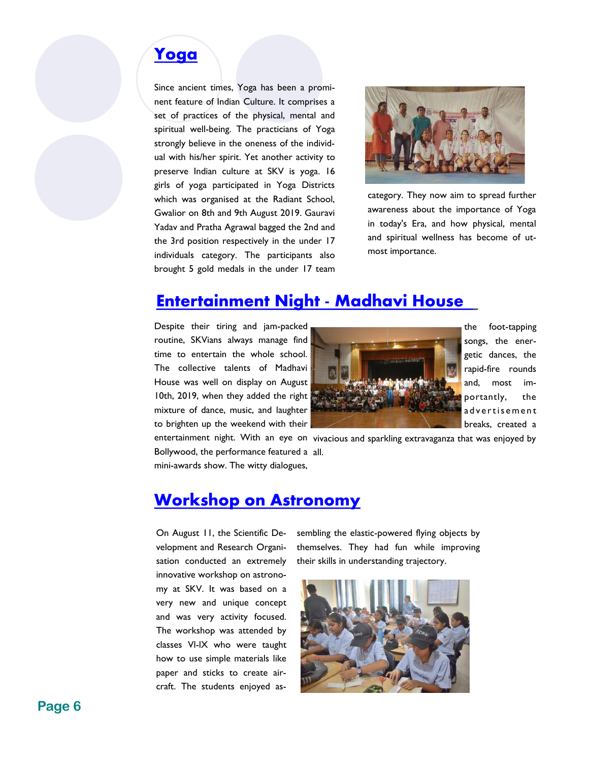## Yoga

Since ancient times, Yoga has been a prominent feature of Indian Culture. It comprises a set of practices of the physical, mental and spiritual well-being. The practicians of Yoga strongly believe in the oneness of the individual with his/her spirit. Yet another activity to preserve Indian culture at SKV is yoga. 16 girls of yoga participated in Yoga Districts which was organised at the Radiant School, Gwalior on 8th and 9th August 2019. Gauravi Yadav and Pratha Agrawal bagged the 2nd and the 3rd position respectively in the under 17 individuals category. The participants also brought 5 gold medals in the under 17 team category. They now aim to spread further awareness about the importance of Yoga in today's Era, and how physical, mental and spiritual wellness has become of utmost importance.

## Entertainment Night - Madhavi House

Despite their tiring and jam-packed routine, SKVians always manage find time to entertain the whole school. The collective talents of Madhavi House was well on display on August 10th, 2019, when they added the right mixture of dance, music, and laughter to brighten up the weekend with their entertainment night. With an eye on Bollywood, the performance featured a mini-awards show. The witty dialogues, the foot-tapping songs, the energetic dances, the rapid-fire rounds and, most importantly, the advertisement breaks, created a vivacious and sparkling extravaganza that was enjoyed by all.

## Workshop on Astronomy

On August 11, the Scientific Development and Research Organisation conducted an extremely innovative workshop on astronomy at SKV. It was based on a very new and unique concept and was very activity focused. The workshop was attended by classes VI-IX who were taught how to use simple materials like paper and sticks to create aircraft. The students enjoyed assembling the elastic-powered flying objects by themselves. They had fun while improving their skills in understanding trajectory.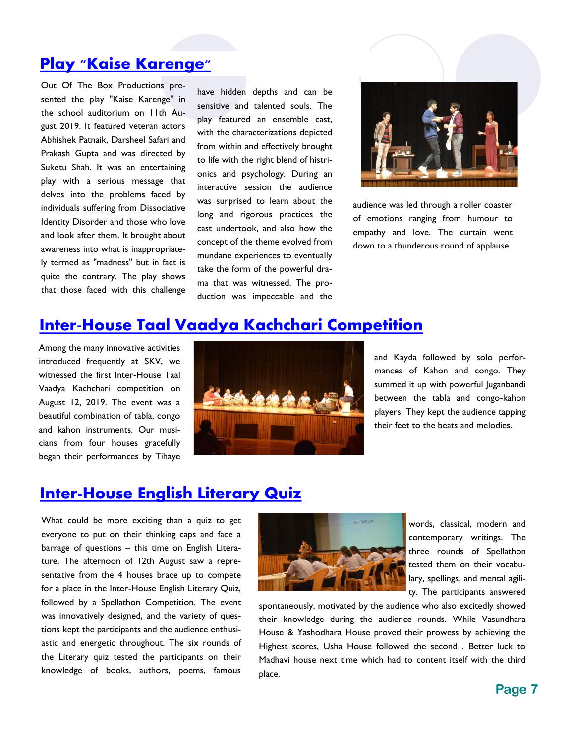## Play "Kaise Karenge"

Out Of The Box Productions presented the play "Kaise Karenge" in the school auditorium on 11th August 2019. It featured veteran actors Abhishek Patnaik, Darsheel Safari and Prakash Gupta and was directed by Suketu Shah. It was an entertaining play with a serious message that delves into the problems faced by individuals suffering from Dissociative Identity Disorder and those who love and look after them. It brought about awareness into what is inappropriately termed as "madness" but in fact is quite the contrary. The play shows that those faced with this challenge have hidden depths and can be sensitive and talented souls. The play featured an ensemble cast, with the characterizations depicted from within and effectively brought to life with the right blend of histrionics and psychology. During an interactive session the audience was surprised to learn about the long and rigorous practices the cast undertook, and also how the concept of the theme evolved from mundane experiences to eventually take the form of the powerful drama that was witnessed. The production was impeccable and the audience was led through a roller coaster of emotions ranging from humour to empathy and love. The curtain went down to a thunderous round of applause.

## Inter-House Taal Vaadya Kachchari Competition

Among the many innovative activities introduced frequently at SKV, we witnessed the first Inter-House Taal Vaadya Kachchari competition on August 12, 2019. The event was a beautiful combination of tabla, congo and kahon instruments. Our musicians from four houses gracefully began their performances by Tihaye and Kayda followed by solo performances of Kahon and congo. They summed it up with powerful Juganbandi between the tabla and congo-kahon players. They kept the audience tapping their feet to the beats and melodies.

## Inter-House English Literary Quiz

What could be more exciting than a quiz to get everyone to put on their thinking caps and face a barrage of questions – this time on English Literature. The afternoon of 12th August saw a representative from the 4 houses brace up to compete for a place in the Inter-House English Literary Quiz, followed by a Spellathon Competition. The event was innovatively designed, and the variety of questions kept the participants and the audience enthusiastic and energetic throughout. The six rounds of the Literary quiz tested the participants on their knowledge of books, authors, poems, famous words, classical, modern and contemporary writings. The three rounds of Spellathon tested them on their vocabulary, spellings, and mental agility. The participants answered spontaneously, motivated by the audience who also excitedly showed their knowledge during the audience rounds. While Vasundhara House & Yashodhara House proved their prowess by achieving the Highest scores, Usha House followed the second . Better luck to Madhavi house next time which had to content itself with the third place.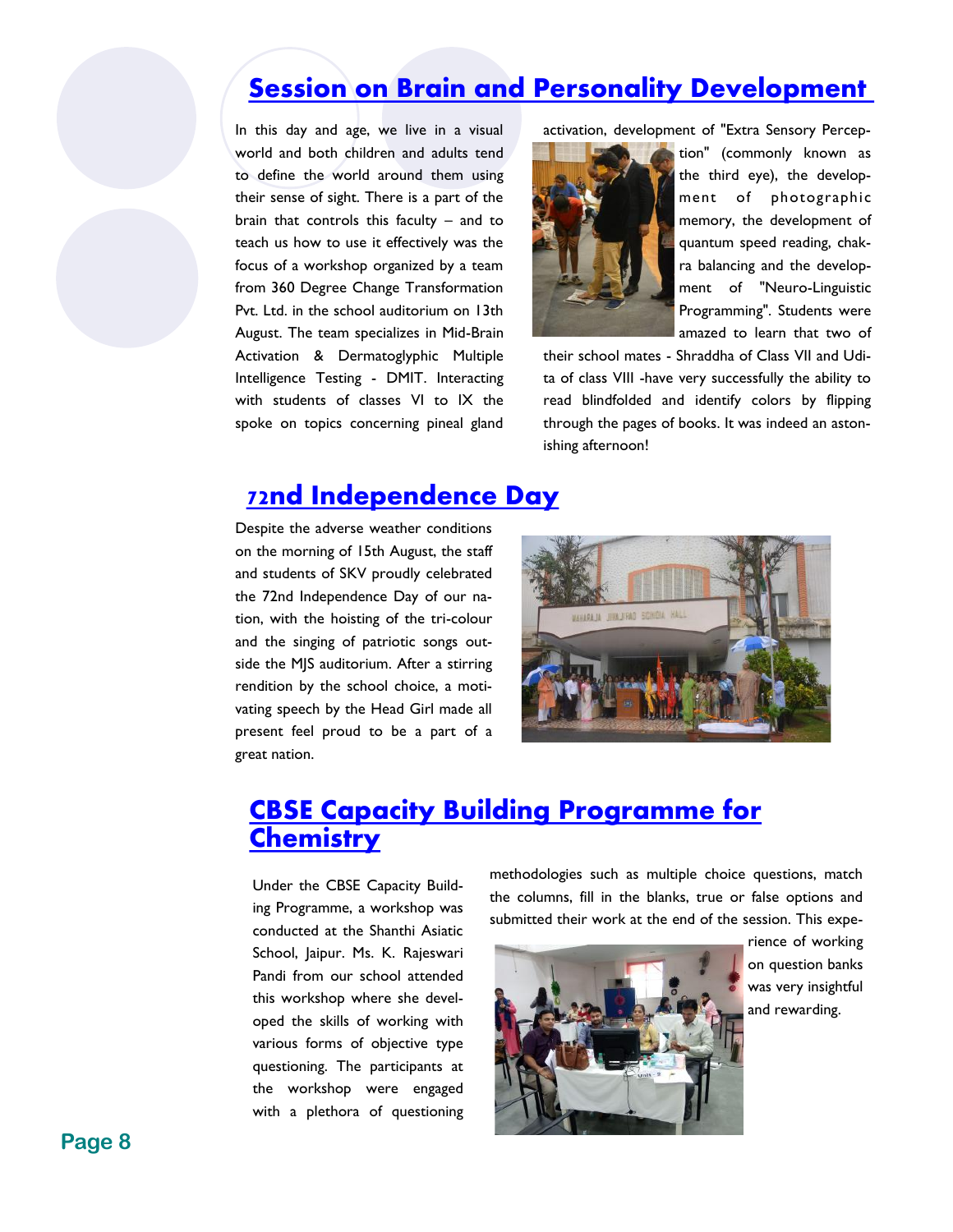## Session on Brain and Personality Development

In this day and age, we live in a visual world and both children and adults tend to define the world around them using their sense of sight. There is a part of the brain that controls this faculty – and to teach us how to use it effectively was the focus of a workshop organized by a team from 360 Degree Change Transformation Pvt. Ltd. in the school auditorium on 13th August. The team specializes in Mid-Brain Activation & Dermatoglyphic Multiple Intelligence Testing - DMIT. Interacting with students of classes VI to IX the spoke on topics concerning pineal gland activation, development of "Extra Sensory Perception" (commonly known as the third eye), the development of photographic memory, the development of quantum speed reading, chakra balancing and the development of "Neuro-Linguistic Programming". Students were amazed to learn that two of their school mates - Shraddha of Class VII and Udita of class VIII -have very successfully the ability to read blindfolded and identify colors by flipping through the pages of books. It was indeed an astonishing afternoon!

## 72nd Independence Day

Despite the adverse weather conditions on the morning of 15th August, the staff and students of SKV proudly celebrated the 72nd Independence Day of our nation, with the hoisting of the tri-colour and the singing of patriotic songs outside the MJS auditorium. After a stirring rendition by the school choice, a motivating speech by the Head Girl made all present feel proud to be a part of a great nation.

## CBSE Capacity Building Programme for Chemistry

Under the CBSE Capacity Building Programme, a workshop was conducted at the Shanthi Asiatic School, Jaipur. Ms. K. Rajeswari Pandi from our school attended this workshop where she developed the skills of working with various forms of objective type questioning. The participants at the workshop were engaged with a plethora of questioning methodologies such as multiple choice questions, match the columns, fill in the blanks, true or false options and submitted their work at the end of the session. This experience of working on question banks was very insightful and rewarding.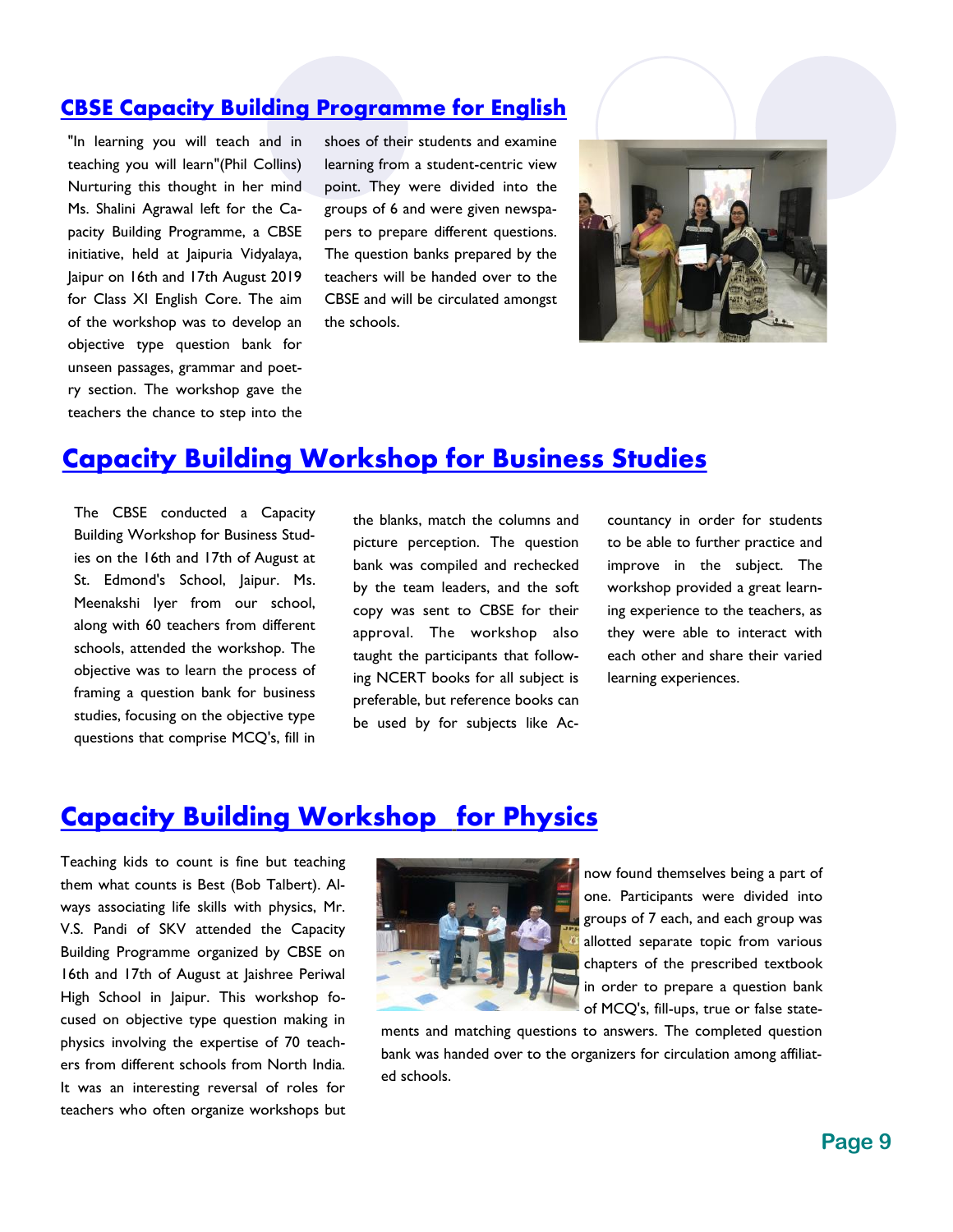## CBSE Capacity Building Programme for English

"In learning you will teach and in teaching you will learn"(Phil Collins) Nurturing this thought in her mind Ms. Shalini Agrawal left for the Capacity Building Programme, a CBSE initiative, held at Jaipuria Vidyalaya, Jaipur on 16th and 17th August 2019 for Class XI English Core. The aim of the workshop was to develop an objective type question bank for unseen passages, grammar and poetry section. The workshop gave the teachers the chance to step into the shoes of their students and examine learning from a student-centric view point. They were divided into the groups of 6 and were given newspapers to prepare different questions. The question banks prepared by the teachers will be handed over to the CBSE and will be circulated amongst the schools.

## Capacity Building Workshop for Business Studies

The CBSE conducted a Capacity Building Workshop for Business Studies on the 16th and 17th of August at St. Edmond's School, Jaipur. Ms. Meenakshi Iyer from our school, along with 60 teachers from different schools, attended the workshop. The objective was to learn the process of framing a question bank for business studies, focusing on the objective type questions that comprise MCQ's, fill in the blanks, match the columns and picture perception. The question bank was compiled and rechecked by the team leaders, and the soft copy was sent to CBSE for their approval. The workshop also taught the participants that following NCERT books for all subject is preferable, but reference books can be used by for subjects like Accountancy in order for students to be able to further practice and improve in the subject. The workshop provided a great learning experience to the teachers, as they were able to interact with each other and share their varied learning experiences.

## Capacity Building Workshop for Physics

Teaching kids to count is fine but teaching them what counts is Best (Bob Talbert). Always associating life skills with physics, Mr. V.S. Pandi of SKV attended the Capacity Building Programme organized by CBSE on 16th and 17th of August at Jaishree Periwal High School in Jaipur. This workshop focused on objective type question making in physics involving the expertise of 70 teachers from different schools from North India. It was an interesting reversal of roles for teachers who often organize workshops but now found themselves being a part of one. Participants were divided into groups of 7 each, and each group was allotted separate topic from various chapters of the prescribed textbook in order to prepare a question bank of MCQ's, fill-ups, true or false statements and matching questions to answers. The completed question bank was handed over to the organizers for circulation among affiliated schools.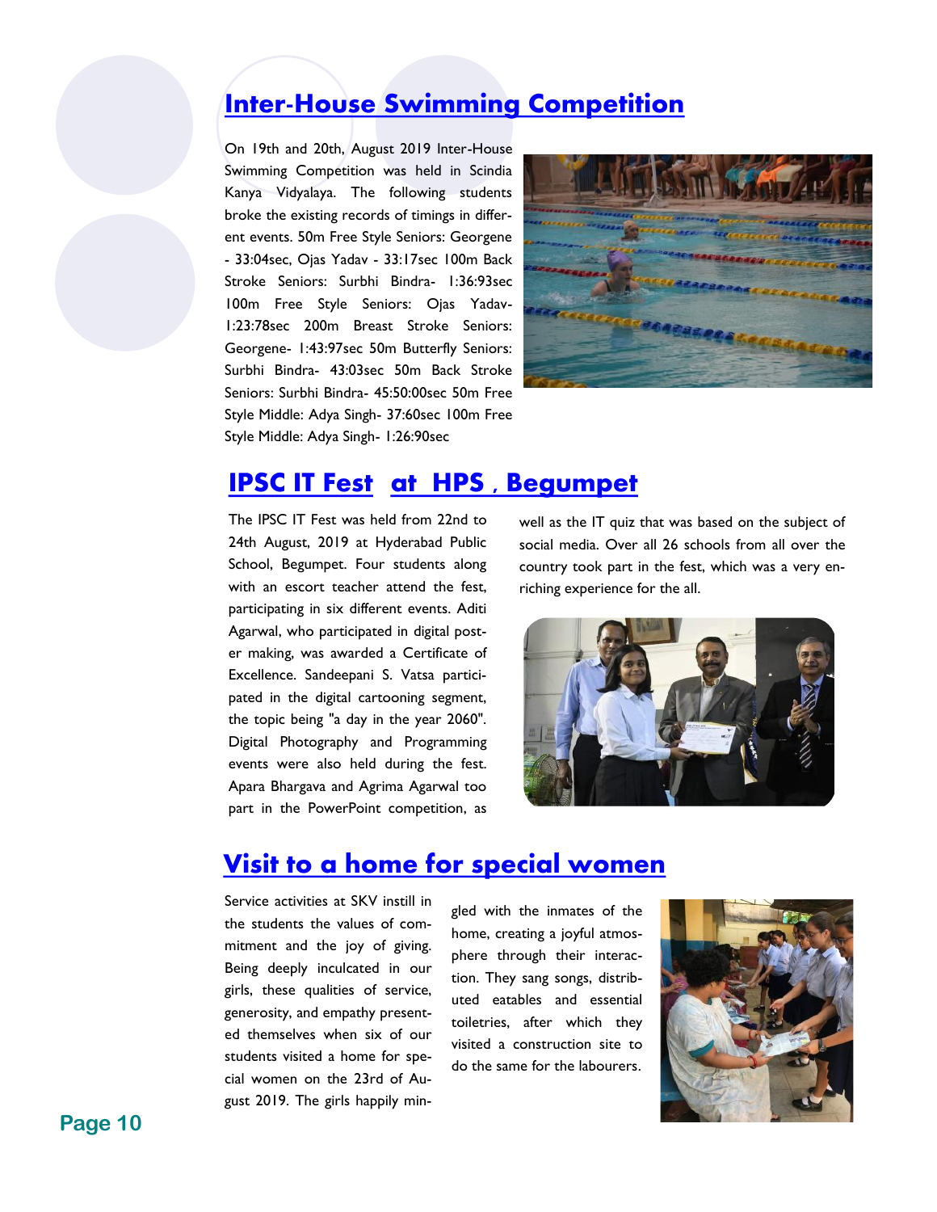## Inter-House Swimming Competition

On 19th and 20th, August 2019 Inter-House Swimming Competition was held in Scindia Kanya Vidyalaya. The following students broke the existing records of timings in different events. 50m Free Style Seniors: Georgene - 33:04sec, Ojas Yadav - 33:17sec 100m Back Stroke Seniors: Surbhi Bindra- 1:36:93sec 100m Free Style Seniors: Ojas Yadav- 1:23:78sec 200m Breast Stroke Seniors: Georgene- 1:43:97sec 50m Butterfly Seniors: Surbhi Bindra- 43:03sec 50m Back Stroke Seniors: Surbhi Bindra- 45:50:00sec 50m Free Style Middle: Adya Singh- 37:60sec 100m Free Style Middle: Adya Singh- 1:26:90sec

## IPSC IT Fest at HPS , Begumpet

The IPSC IT Fest was held from 22nd to 24th August, 2019 at Hyderabad Public School, Begumpet. Four students along with an escort teacher attend the fest, participating in six different events. Aditi Agarwal, who participated in digital poster making, was awarded a Certificate of Excellence. Sandeepani S. Vatsa participated in the digital cartooning segment, the topic being "a day in the year 2060". Digital Photography and Programming events were also held during the fest. Apara Bhargava and Agrima Agarwal too part in the PowerPoint competition, as well as the IT quiz that was based on the subject of social media. Over all 26 schools from all over the country took part in the fest, which was a very enriching experience for the all.

## Visit to a home for special women

Service activities at SKV instill in the students the values of commitment and the joy of giving. Being deeply inculcated in our girls, these qualities of service, generosity, and empathy presented themselves when six of our students visited a home for special women on the 23rd of August 2019. The girls happily mingled with the inmates of the home, creating a joyful atmosphere through their interaction. They sang songs, distributed eatables and essential toiletries, after which they visited a construction site to do the same for the labourers.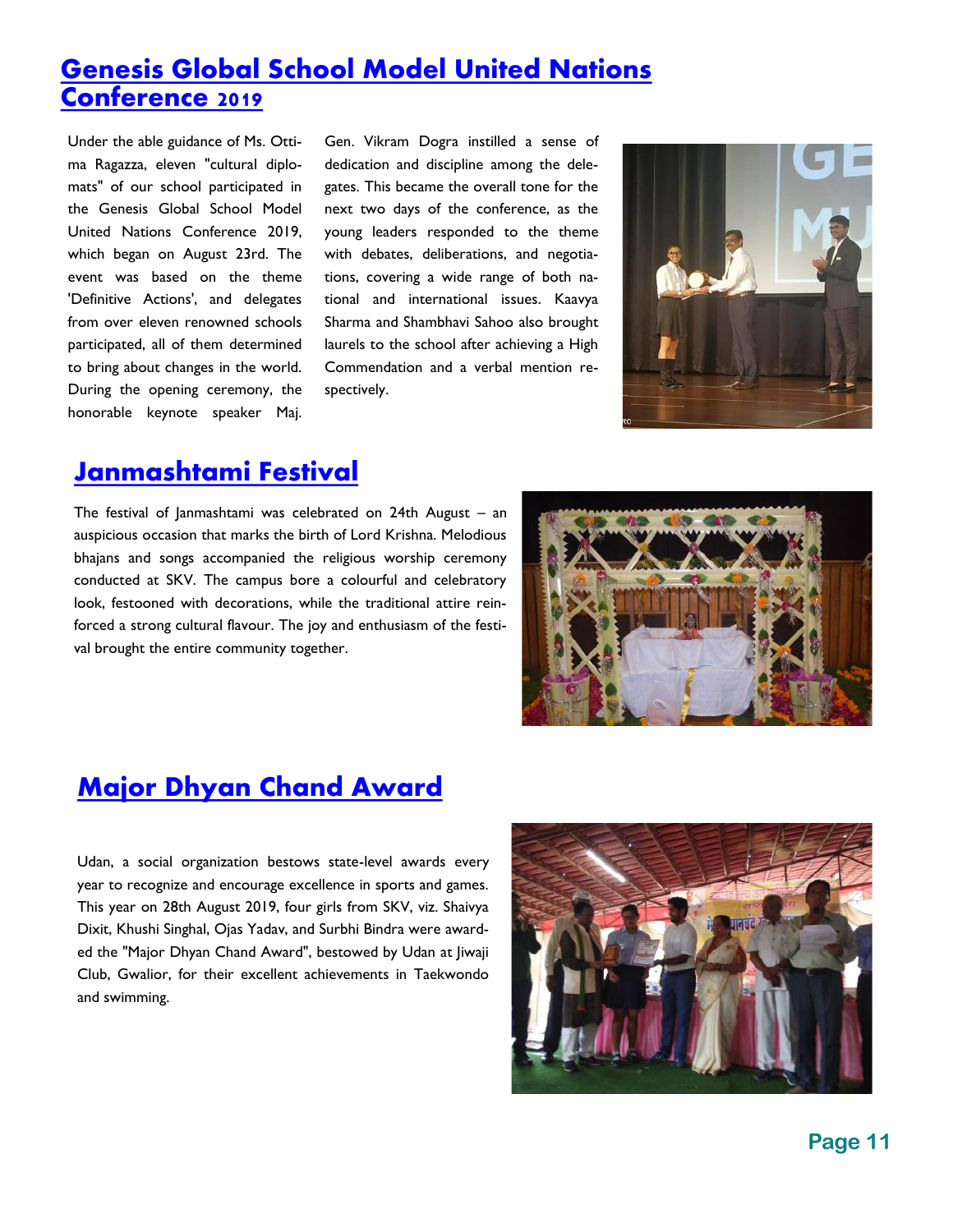## Genesis Global School Model United Nations Conference 2019

Under the able guidance of Ms. Ottima Ragazza, eleven "cultural diplomats" of our school participated in the Genesis Global School Model United Nations Conference 2019, which began on August 23rd. The event was based on the theme 'Definitive Actions', and delegates from over eleven renowned schools participated, all of them determined to bring about changes in the world. During the opening ceremony, the honorable keynote speaker Maj. Gen. Vikram Dogra instilled a sense of dedication and discipline among the delegates. This became the overall tone for the next two days of the conference, as the young leaders responded to the theme with debates, deliberations, and negotiations, covering a wide range of both national and international issues. Kaavya Sharma and Shambhavi Sahoo also brought laurels to the school after achieving a High Commendation and a verbal mention respectively.

## Janmashtami Festival

The festival of Janmashtami was celebrated on 24th August – an auspicious occasion that marks the birth of Lord Krishna. Melodious bhajans and songs accompanied the religious worship ceremony conducted at SKV. The campus bore a colourful and celebratory look, festooned with decorations, while the traditional attire reinforced a strong cultural flavour. The joy and enthusiasm of the festival brought the entire community together.

## Major Dhyan Chand Award

Udan, a social organization bestows state-level awards every year to recognize and encourage excellence in sports and games. This year on 28th August 2019, four girls from SKV, viz. Shaivya Dixit, Khushi Singhal, Ojas Yadav, and Surbhi Bindra were awarded the "Major Dhyan Chand Award", bestowed by Udan at Jiwaji Club, Gwalior, for their excellent achievements in Taekwondo and swimming.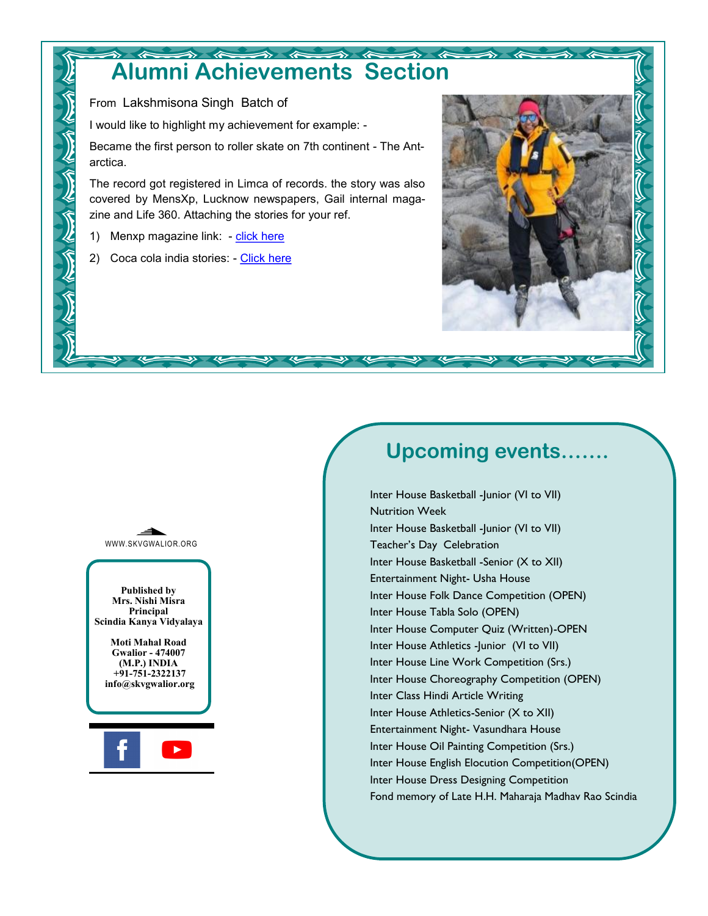# Alumni Achievements Section

From Lakshmisona Singh Batch of

I would like to highlight my achievement for example: -

Became the first person to roller skate on 7th continent - The Antarctica.

The record got registered in Limca of records. the story was also covered by MensXp, Lucknow newspapers, Gail internal magazine and Life 360. Attaching the stories for your ref.

1) Menxp magazine link: - click here
2) Coca cola india stories: - Click here

## Upcoming events.......

Inter House Basketball -Junior (VI to VII)
Nutrition Week
Inter House Basketball -Junior (VI to VII)
Teacher's Day Celebration
Inter House Basketball -Senior (X to XII)
Entertainment Night- Usha House
Inter House Folk Dance Competition (OPEN)
Inter House Tabla Solo (OPEN)
Inter House Computer Quiz (Written)-OPEN
Inter House Athletics -Junior (VI to VII)
Inter House Line Work Competition (Srs.)
Inter House Choreography Competition (OPEN)
Inter Class Hindi Article Writing
Inter House Athletics-Senior (X to XII)
Entertainment Night- Vasundhara House
Inter House Oil Painting Competition (Srs.)
Inter House English Elocution Competition(OPEN)
Inter House Dress Designing Competition
Fond memory of Late H.H. Maharaja Madhav Rao Scindia

WWW.SKVGWALIOR.ORG

**Published by**
**Mrs. Nishi Misra**
**Principal**
**Scindia Kanya Vidyalaya**

**Moti Mahal Road**
**Gwalior - 474007**
**(M.P.) INDIA**
**+91-751-2322137**
**info@skvgwalior.org**